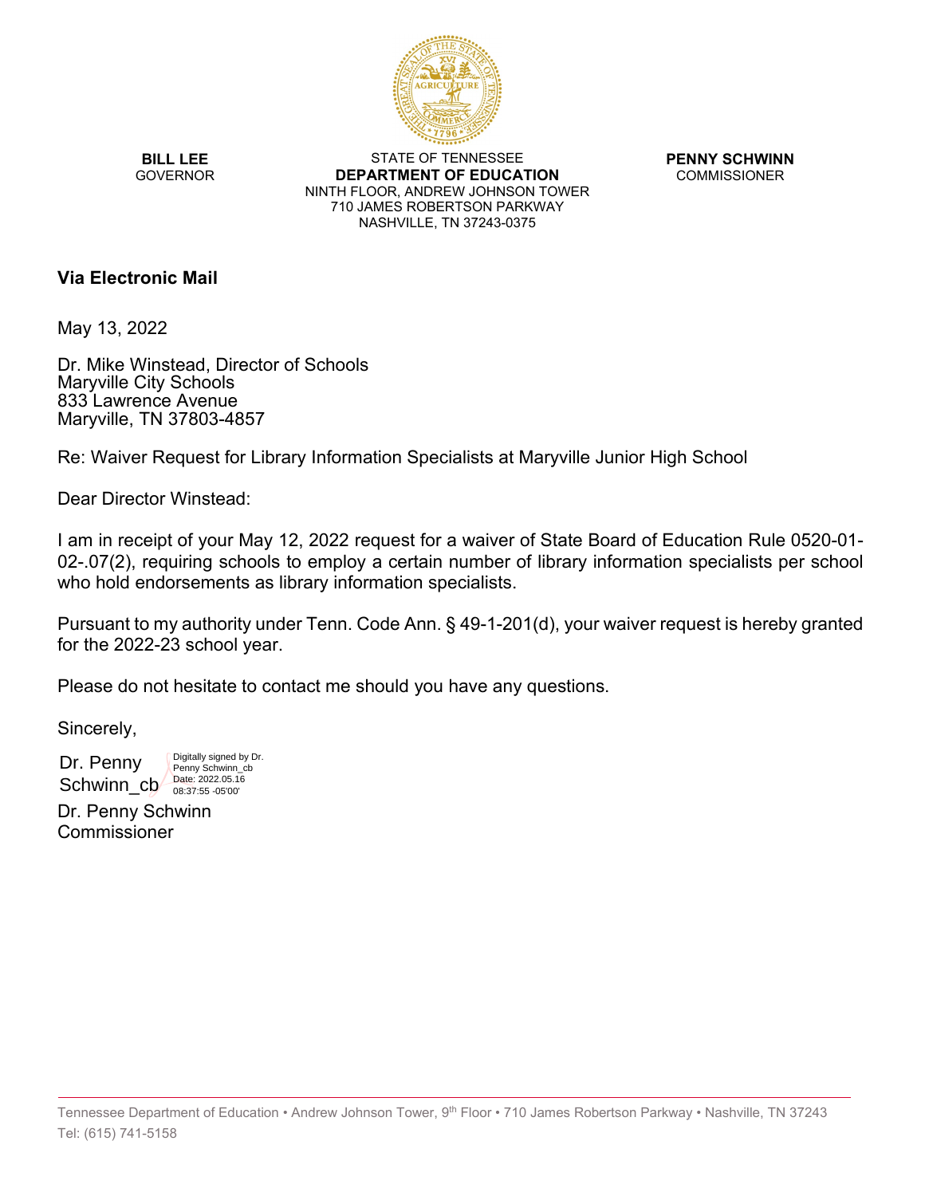**BILL LEE**
GOVERNOR

STATE OF TENNESSEE
**DEPARTMENT OF EDUCATION**
NINTH FLOOR, ANDREW JOHNSON TOWER
710 JAMES ROBERTSON PARKWAY
NASHVILLE, TN 37243-0375

**PENNY SCHWINN**
COMMISSIONER

**Via Electronic Mail**

May 13, 2022

Dr. Mike Winstead, Director of Schools
Maryville City Schools
833 Lawrence Avenue
Maryville, TN 37803-4857

Re: Waiver Request for Library Information Specialists at Maryville Junior High School

Dear Director Winstead:

I am in receipt of your May 12, 2022 request for a waiver of State Board of Education Rule 0520-01-02-.07(2), requiring schools to employ a certain number of library information specialists per school who hold endorsements as library information specialists.

Pursuant to my authority under Tenn. Code Ann. § 49-1-201(d), your waiver request is hereby granted for the 2022-23 school year.

Please do not hesitate to contact me should you have any questions.

Sincerely,

Dr. Penny Schwinn_cb
Digitally signed by Dr. Penny Schwinn_cb
Date: 2022.05.16 08:37:55 -05'00'

Dr. Penny Schwinn
Commissioner

Tennessee Department of Education • Andrew Johnson Tower, 9th Floor • 710 James Robertson Parkway • Nashville, TN 37243
Tel: (615) 741-5158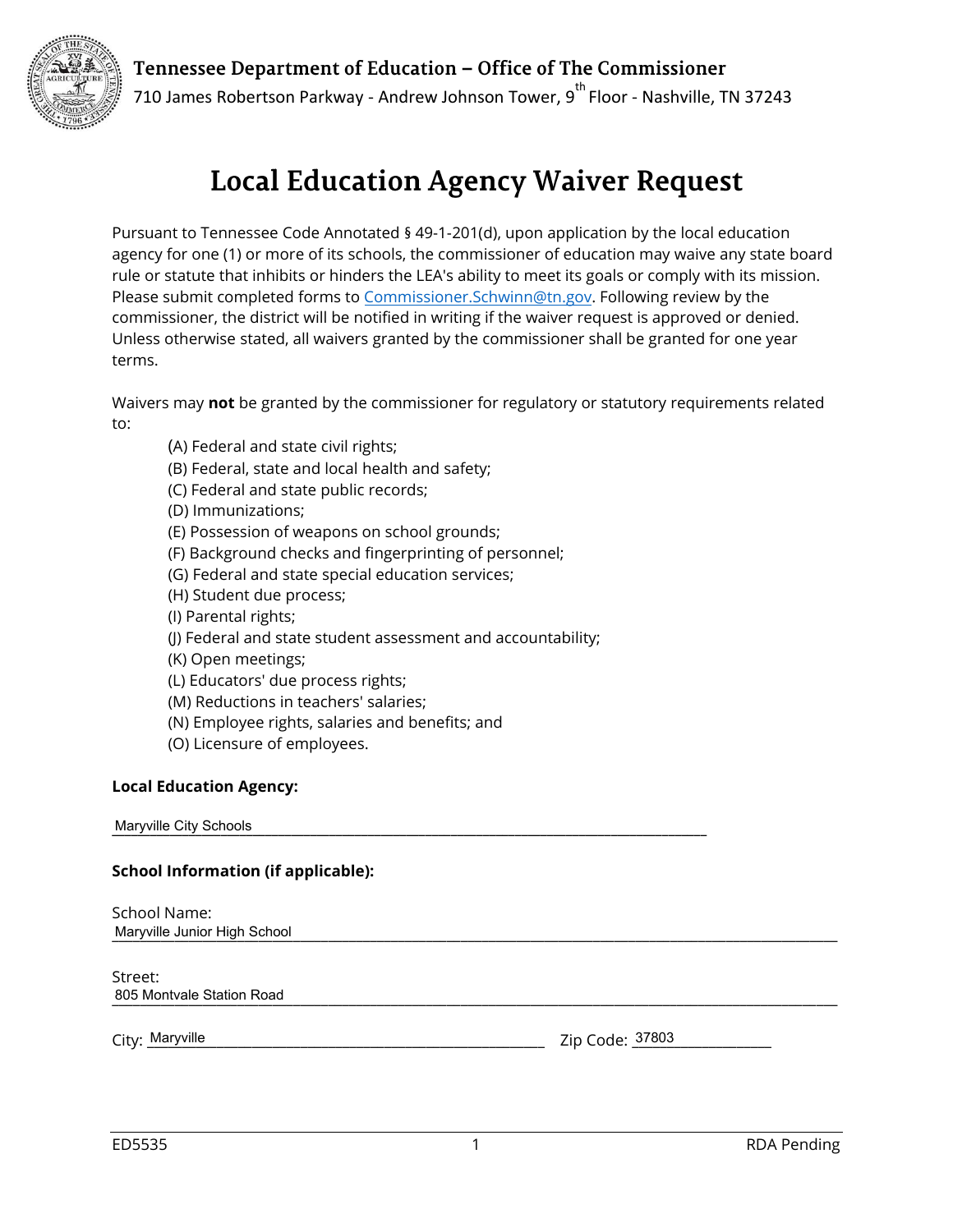**Tennessee Department of Education – Office of The Commissioner**

710 James Robertson Parkway - Andrew Johnson Tower, 9th Floor - Nashville, TN 37243

# Local Education Agency Waiver Request

Pursuant to Tennessee Code Annotated § 49-1-201(d), upon application by the local education agency for one (1) or more of its schools, the commissioner of education may waive any state board rule or statute that inhibits or hinders the LEA's ability to meet its goals or comply with its mission. Please submit completed forms to Commissioner.Schwinn@tn.gov. Following review by the commissioner, the district will be notified in writing if the waiver request is approved or denied. Unless otherwise stated, all waivers granted by the commissioner shall be granted for one year terms.

Waivers may **not** be granted by the commissioner for regulatory or statutory requirements related to:

- (A) Federal and state civil rights;
- (B) Federal, state and local health and safety;
- (C) Federal and state public records;
- (D) Immunizations;
- (E) Possession of weapons on school grounds;
- (F) Background checks and fingerprinting of personnel;
- (G) Federal and state special education services;
- (H) Student due process;
- (I) Parental rights;
- (J) Federal and state student assessment and accountability;
- (K) Open meetings;
- (L) Educators' due process rights;
- (M) Reductions in teachers' salaries;
- (N) Employee rights, salaries and benefits; and
- (O) Licensure of employees.

**Local Education Agency:**

Maryville City Schools

**School Information (if applicable):**

School Name:
Maryville Junior High School

Street:
805 Montvale Station Road

City: Maryville    Zip Code: 37803

ED5535    RDA Pending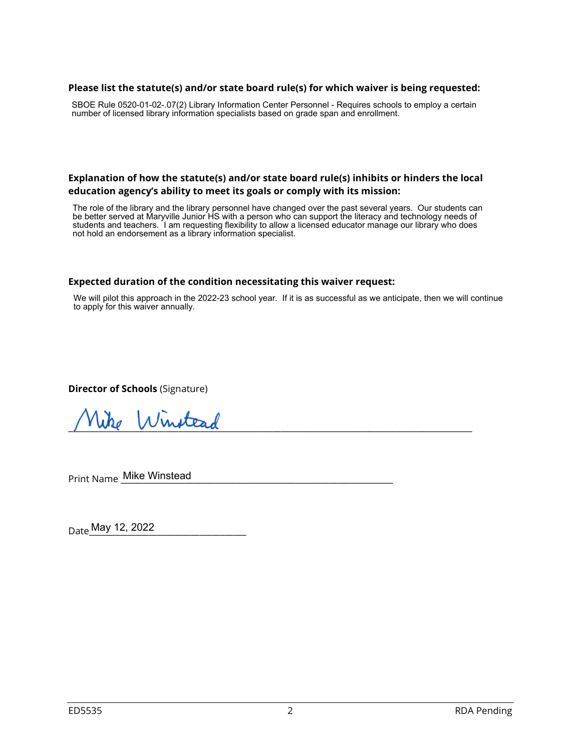**Please list the statute(s) and/or state board rule(s) for which waiver is being requested:**

SBOE Rule 0520-01-02-.07(2) Library Information Center Personnel - Requires schools to employ a certain number of licensed library information specialists based on grade span and enrollment.

**Explanation of how the statute(s) and/or state board rule(s) inhibits or hinders the local education agency's ability to meet its goals or comply with its mission:**

The role of the library and the library personnel have changed over the past several years. Our students can be better served at Maryville Junior HS with a person who can support the literacy and technology needs of students and teachers. I am requesting flexibility to allow a licensed educator manage our library who does not hold an endorsement as a library information specialist.

**Expected duration of the condition necessitating this waiver request:**

We will pilot this approach in the 2022-23 school year. If it is as successful as we anticipate, then we will continue to apply for this waiver annually.

**Director of Schools** (Signature)

Mike Winstead

Print Name Mike Winstead

Date May 12, 2022